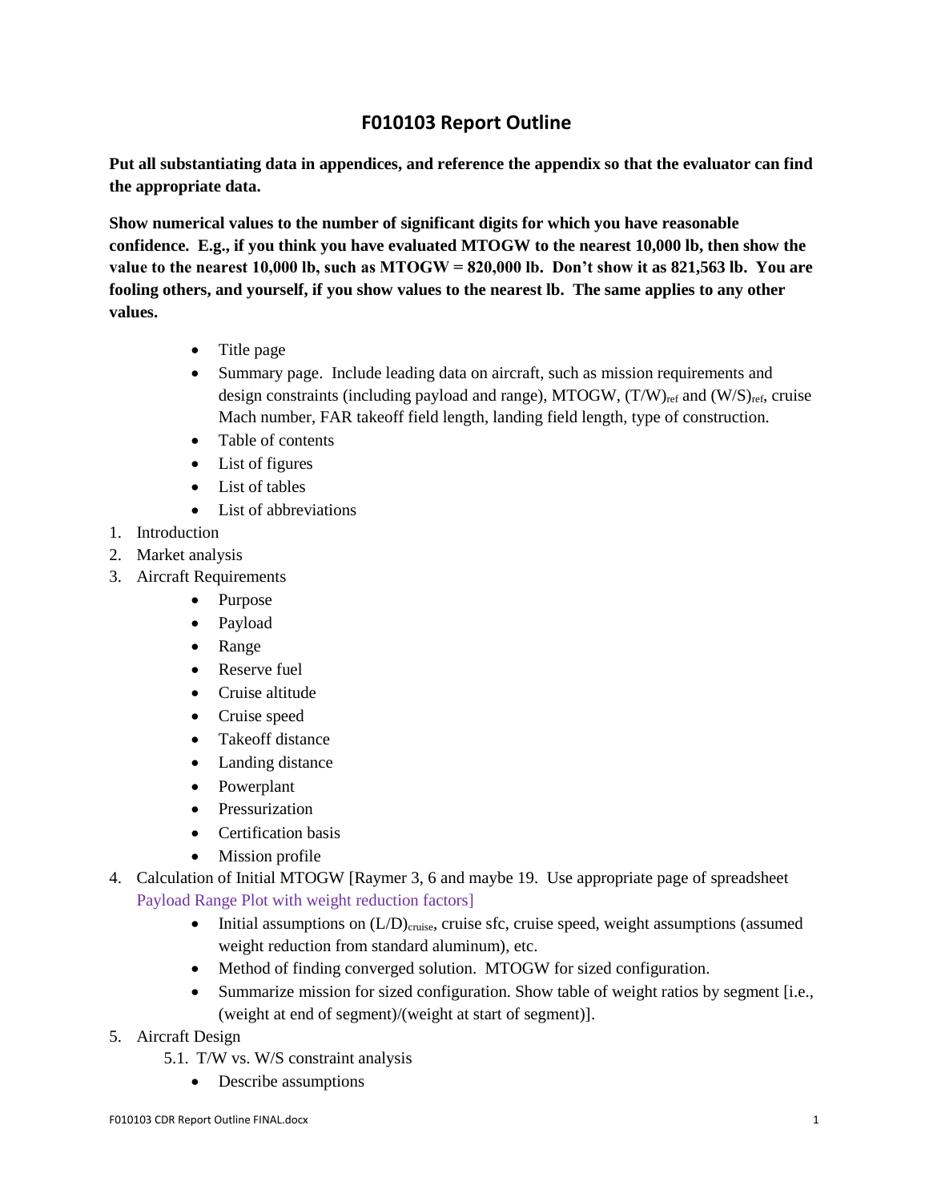# F010103 Report Outline

**Put all substantiating data in appendices, and reference the appendix so that the evaluator can find the appropriate data.**

**Show numerical values to the number of significant digits for which you have reasonable confidence. E.g., if you think you have evaluated MTOGW to the nearest 10,000 lb, then show the value to the nearest 10,000 lb, such as MTOGW = 820,000 lb. Don't show it as 821,563 lb. You are fooling others, and yourself, if you show values to the nearest lb. The same applies to any other values.**

- Title page
- Summary page. Include leading data on aircraft, such as mission requirements and design constraints (including payload and range), MTOGW, $(T/W)_{ref}$ and $(W/S)_{ref}$, cruise Mach number, FAR takeoff field length, landing field length, type of construction.
- Table of contents
- List of figures
- List of tables
- List of abbreviations

1. Introduction
2. Market analysis
3. Aircraft Requirements
   - Purpose
   - Payload
   - Range
   - Reserve fuel
   - Cruise altitude
   - Cruise speed
   - Takeoff distance
   - Landing distance
   - Powerplant
   - Pressurization
   - Certification basis
   - Mission profile
4. Calculation of Initial MTOGW [Raymer 3, 6 and maybe 19. Use appropriate page of spreadsheet Payload Range Plot with weight reduction factors]
   - Initial assumptions on $(L/D)_{cruise}$, cruise sfc, cruise speed, weight assumptions (assumed weight reduction from standard aluminum), etc.
   - Method of finding converged solution. MTOGW for sized configuration.
   - Summarize mission for sized configuration. Show table of weight ratios by segment [i.e., (weight at end of segment)/(weight at start of segment)].
5. Aircraft Design
   - 5.1. T/W vs. W/S constraint analysis
     - Describe assumptions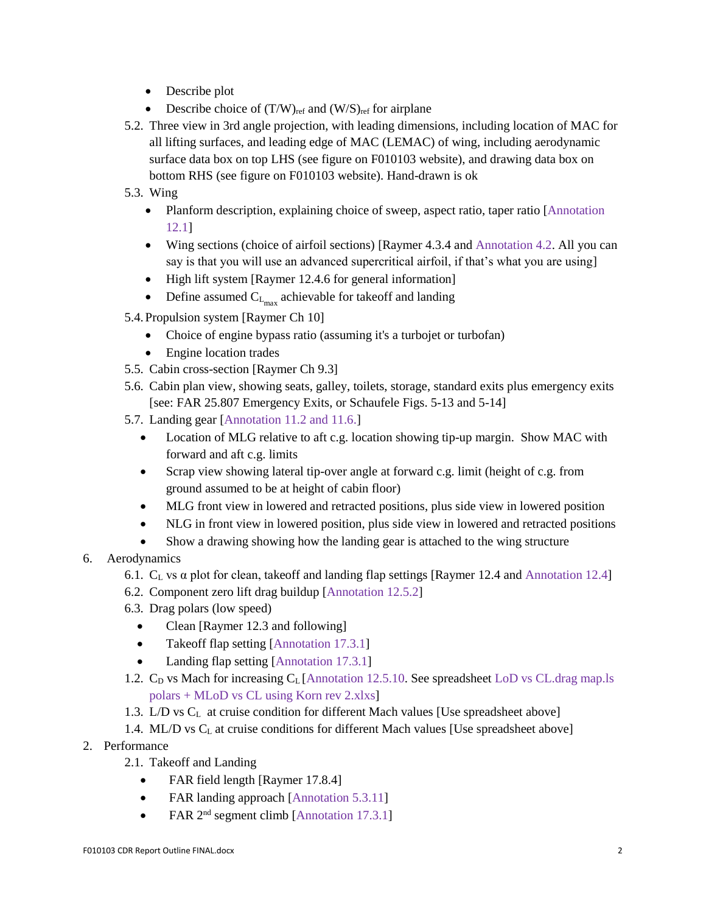- Describe plot
- Describe choice of $(T/W)_{ref}$ and $(W/S)_{ref}$ for airplane

5.2. Three view in 3rd angle projection, with leading dimensions, including location of MAC for all lifting surfaces, and leading edge of MAC (LEMAC) of wing, including aerodynamic surface data box on top LHS (see figure on F010103 website), and drawing data box on bottom RHS (see figure on F010103 website). Hand-drawn is ok

5.3. Wing

- Planform description, explaining choice of sweep, aspect ratio, taper ratio [Annotation 12.1]
- Wing sections (choice of airfoil sections) [Raymer 4.3.4 and Annotation 4.2. All you can say is that you will use an advanced supercritical airfoil, if that's what you are using]
- High lift system [Raymer 12.4.6 for general information]
- Define assumed $C_{L_{max}}$ achievable for takeoff and landing

5.4. Propulsion system [Raymer Ch 10]

- Choice of engine bypass ratio (assuming it's a turbojet or turbofan)
- Engine location trades

5.5. Cabin cross-section [Raymer Ch 9.3]

5.6. Cabin plan view, showing seats, galley, toilets, storage, standard exits plus emergency exits [see: FAR 25.807 Emergency Exits, or Schaufele Figs. 5-13 and 5-14]

5.7. Landing gear [Annotation 11.2 and 11.6.]

- Location of MLG relative to aft c.g. location showing tip-up margin. Show MAC with forward and aft c.g. limits
- Scrap view showing lateral tip-over angle at forward c.g. limit (height of c.g. from ground assumed to be at height of cabin floor)
- MLG front view in lowered and retracted positions, plus side view in lowered position
- NLG in front view in lowered position, plus side view in lowered and retracted positions
- Show a drawing showing how the landing gear is attached to the wing structure

6. Aerodynamics

6.1. $C_L$ vs $\alpha$ plot for clean, takeoff and landing flap settings [Raymer 12.4 and Annotation 12.4]

6.2. Component zero lift drag buildup [Annotation 12.5.2]

6.3. Drag polars (low speed)

- Clean [Raymer 12.3 and following]
- Takeoff flap setting [Annotation 17.3.1]
- Landing flap setting [Annotation 17.3.1]

1.2. $C_D$ vs Mach for increasing $C_L$ [Annotation 12.5.10. See spreadsheet LoD vs CL.drag map.ls polars + MLoD vs CL using Korn rev 2.xlxs]

1.3. L/D vs $C_L$ at cruise condition for different Mach values [Use spreadsheet above]

1.4. ML/D vs $C_L$ at cruise conditions for different Mach values [Use spreadsheet above]

2. Performance

2.1. Takeoff and Landing

- FAR field length [Raymer 17.8.4]
- FAR landing approach [Annotation 5.3.11]
- FAR 2nd segment climb [Annotation 17.3.1]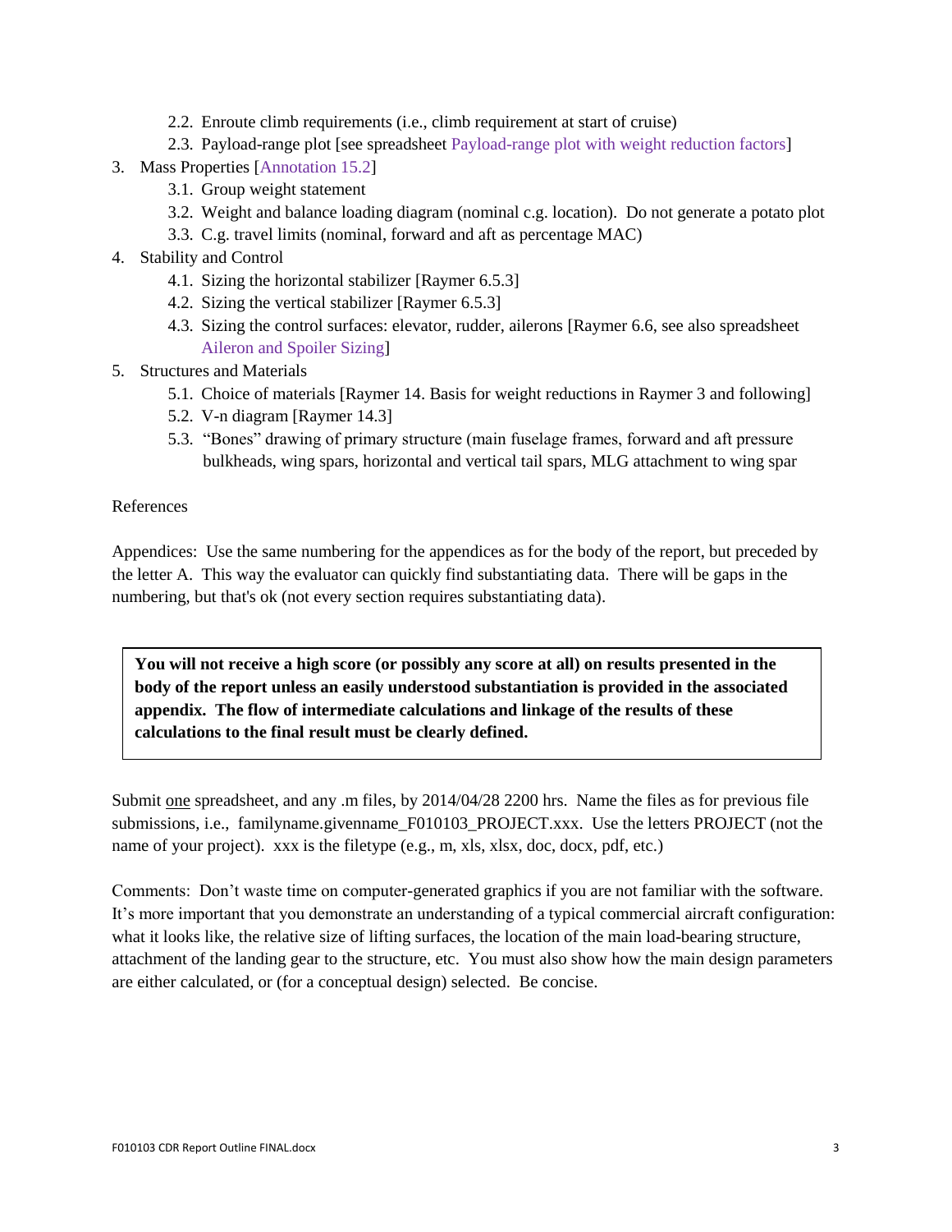2.2. Enroute climb requirements (i.e., climb requirement at start of cruise)
   2.3. Payload-range plot [see spreadsheet Payload-range plot with weight reduction factors]
3. Mass Properties [Annotation 15.2]
   3.1. Group weight statement
   3.2. Weight and balance loading diagram (nominal c.g. location). Do not generate a potato plot
   3.3. C.g. travel limits (nominal, forward and aft as percentage MAC)
4. Stability and Control
   4.1. Sizing the horizontal stabilizer [Raymer 6.5.3]
   4.2. Sizing the vertical stabilizer [Raymer 6.5.3]
   4.3. Sizing the control surfaces: elevator, rudder, ailerons [Raymer 6.6, see also spreadsheet Aileron and Spoiler Sizing]
5. Structures and Materials
   5.1. Choice of materials [Raymer 14. Basis for weight reductions in Raymer 3 and following]
   5.2. V-n diagram [Raymer 14.3]
   5.3. "Bones" drawing of primary structure (main fuselage frames, forward and aft pressure bulkheads, wing spars, horizontal and vertical tail spars, MLG attachment to wing spar

References

Appendices: Use the same numbering for the appendices as for the body of the report, but preceded by the letter A. This way the evaluator can quickly find substantiating data. There will be gaps in the numbering, but that's ok (not every section requires substantiating data).

**You will not receive a high score (or possibly any score at all) on results presented in the body of the report unless an easily understood substantiation is provided in the associated appendix. The flow of intermediate calculations and linkage of the results of these calculations to the final result must be clearly defined.**

Submit <u>one</u> spreadsheet, and any .m files, by 2014/04/28 2200 hrs. Name the files as for previous file submissions, i.e., familyname.givenname_F010103_PROJECT.xxx. Use the letters PROJECT (not the name of your project). xxx is the filetype (e.g., m, xls, xlsx, doc, docx, pdf, etc.)

Comments: Don't waste time on computer-generated graphics if you are not familiar with the software. It's more important that you demonstrate an understanding of a typical commercial aircraft configuration: what it looks like, the relative size of lifting surfaces, the location of the main load-bearing structure, attachment of the landing gear to the structure, etc. You must also show how the main design parameters are either calculated, or (for a conceptual design) selected. Be concise.